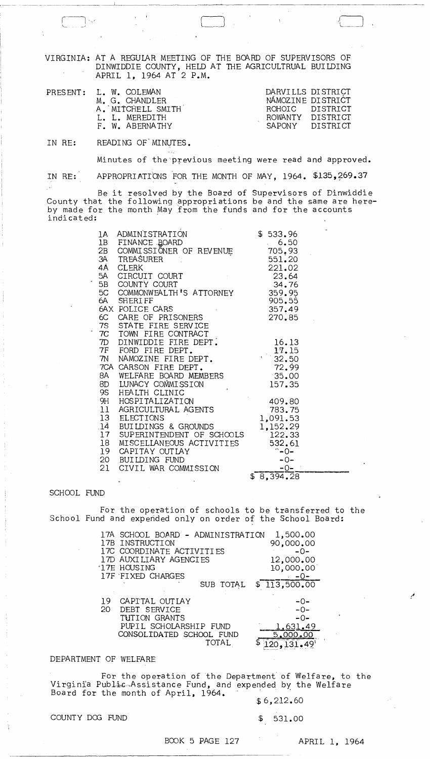VIRGINIA: AT A REGULAR MEETING OF THE BOARD OF SUPERVISORS OF DINWIDDIE COUNTY, HELD AT THE AGRICULTRUAL BUILDING APRIL 1, 1964 AT 2 P.M.

| PRESENT: | | |
|---|---|---|
| | L. W. COLEMAN | DARVILLS DISTRICT |
| | M. G. CHANDLER | NAMOZINE DISTRICT |
| | A. MITCHELL SMITH | ROHOIC DISTRICT |
| | L. L. MEREDITH | ROWANTY DISTRICT |
| | F. W. ABERNATHY | SAPONY DISTRICT |

IN RE: READING OF MINUTES.

Minutes of the previous meeting were read and approved.

IN RE: APPROPRIATIONS FOR THE MONTH OF MAY, 1964. $135,269.37

Be it resolved by the Board of Supervisors of Dinwiddie County that the following appropriations be and the same are hereby made for the month May from the funds and for the accounts indicated:

| | | |
|---|---|---|
| 1A | ADMINISTRATION | $ 533.96 |
| 1B | FINANCE BOARD | 6.50 |
| 2B | COMMISSIONER OF REVENUE | 705.93 |
| 3A | TREASURER | 551.20 |
| 4A | CLERK | 221.02 |
| 5A | CIRCUIT COURT | 23.64 |
| 5B | COUNTY COURT | 34.76 |
| 5C | COMMONWEALTH'S ATTORNEY | 359.95 |
| 6A | SHERIFF | 905.55 |
| 6AX | POLICE CARS | 357.49 |
| 6C | CARE OF PRISONERS | 270.85 |
| 7S | STATE FIRE SERVICE | |
| 7C | TOWN FIRE CONTRACT | |
| 7D | DINWIDDIE FIRE DEPT. | 16.13 |
| 7F | FORD FIRE DEPT. | 17.15 |
| 7N | NAMOZINE FIRE DEPT. | 32.50 |
| 7CA | CARSON FIRE DEPT. | 72.99 |
| 8A | WELFARE BOARD MEMBERS | 35.00 |
| 8D | LUNACY COMMISSION | 157.35 |
| 9S | HEALTH CLINIC | |
| 9H | HOSPITALIZATION | 409.80 |
| 11 | AGRICULTURAL AGENTS | 783.75 |
| 13 | ELECTIONS | 1,091.53 |
| 14 | BUILDINGS & GROUNDS | 1,152.29 |
| 17 | SUPERINTENDENT OF SCHOOLS | 122.33 |
| 18 | MISCELLANEOUS ACTIVITIES | 532.61 |
| 19 | CAPITAY OUTLAY | -0- |
| 20 | BUILDING FUND | -0- |
| 21 | CIVIL WAR COMMISSION | -0- |
| | | $ 8,394.28 |

SCHOOL FUND

For the operation of schools to be transferred to the School Fund and expended only on order of the School Board:

| | | |
|---|---|---|
| 17A | SCHOOL BOARD - ADMINISTRATION | 1,500.00 |
| 17B | INSTRUCTION | 90,000.00 |
| 17C | COORDINATE ACTIVITIES | -0- |
| 17D | AUXILIARY AGENCIES | 12,000.00 |
| 17E | HOUSING | 10,000.00 |
| 17F | FIXED CHARGES | -0- |
| | SUB TOTAL | $ 113,500.00 |
| 19 | CAPITAL OUTLAY | -0- |
| 20 | DEBT SERVICE | -0- |
| | TUTION GRANTS | -0- |
| | PUPIL SCHOLARSHIP FUND | 1,631.49 |
| | CONSOLIDATED SCHOOL FUND | 5,000.00 |
| | TOTAL | $ 120,131.49 |

DEPARTMENT OF WELFARE

For the operation of the Department of Welfare, to the Virginia Public Assistance Fund, and expended by the Welfare Board for the month of April, 1964. $ 6,212.60

COUNTY DOG FUND $ 531.00

BOOK 5 PAGE 127 APRIL 1, 1964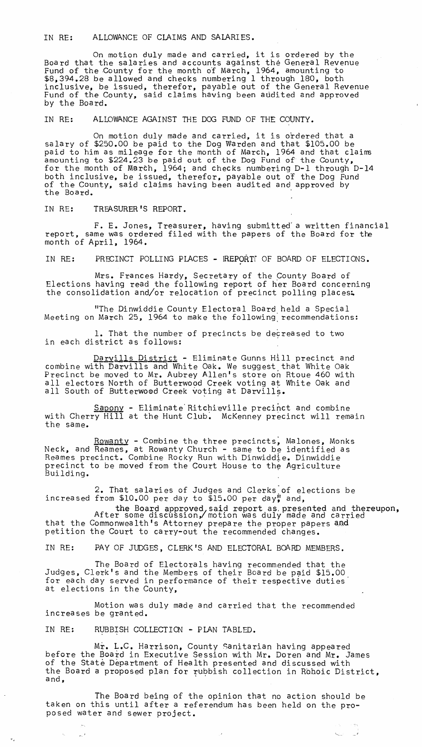IN RE: ALLOWANCE OF CLAIMS AND SALARIES.

On motion duly made and carried, it is ordered by the Board that the salaries and accounts against the General Revenue Fund of the County for the month of March, 1964, amounting to $8,394.28 be allowed and checks numbering 1 through 180, both inclusive, be issued, therefor, payable out of the General Revenue Fund of the County, said claims having been audited and approved by the Board.

IN RE: ALLOWANCE AGAINST THE DOG FUND OF THE COUNTY.

On motion duly made and carried, it is ordered that a salary of $250.00 be paid to the Dog Warden and that $105.00 be paid to him as mileage for the month of March, 1964 and that claims amounting to $224.23 be paid out of the Dog Fund of the County, for the month of March, 1964; and checks numbering D-1 through D-14 both inclusive, be issued, therefor, payable out of the Dog Fund of the County, said claims having been audited and approved by the Board.

IN RE: TREASURER'S REPORT.

F. E. Jones, Treasurer, having submitted a written financial report, same was ordered filed with the papers of the Board for the month of April, 1964.

IN RE: PRECINCT POLLING PLACES - REPORT OF BOARD OF ELECTIONS.

Mrs. Frances Hardy, Secretary of the County Board of Elections having read the following report of her Board concerning the consolidation and/or relocation of precinct polling places:

"The Dinwiddie County Electoral Board held a Special Meeting on March 25, 1964 to make the following recommendations:

1. That the number of precincts be decreased to two in each district as follows:

Darvills District - Eliminate Gunns Hill precinct and combine with Darvills and White Oak. We suggest that White Oak Precinct be moved to Mr. Aubrey Allen's store on Rtoue 460 with all electors North of Butterwood Creek voting at White Oak and all South of Butterwood Creek voting at Darvills.

Sapony - Eliminate Ritchieville precinct and combine with Cherry Hill at the Hunt Club. McKenney precinct will remain the same.

Rowanty - Combine the three precincts, Malones, Monks Neck, and Reames, at Rowanty Church - same to be identified as Reames precinct. Combine Rocky Run with Dinwiddie. Dinwiddie precinct to be moved from the Court House to the Agriculture Building.

2. That salaries of Judges and Clerks of elections be increased from $10.00 per day to $15.00 per day" and,

After some discussion, the Board approved said report as presented and thereupon, motion was duly made and carried that the Commonwealth's Attorney prepare the proper papers and petition the Court to carry-out the recommended changes.

IN RE: PAY OF JUDGES, CLERK'S AND ELECTORAL BOARD MEMBERS.

The Board of Electorals having recommended that the Judges, Clerk's and the Members of their Board be paid $15.00 for each day served in performance of their respective duties at elections in the County,

Motion was duly made and carried that the recommended increases be granted.

IN RE: RUBBISH COLLECTION - PLAN TABLED.

Mr. L.C. Harrison, County Sanitarian having appeared before the Board in Executive Session with Mr. Doren and Mr. James of the State Department of Health presented and discussed with the Board a proposed plan for rubbish collection in Rohoic District, and,

The Board being of the opinion that no action should be taken on this until after a referendum has been held on the proposed water and sewer project.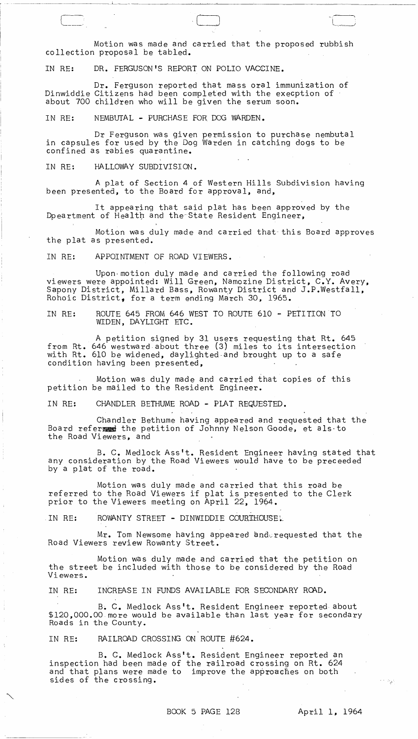Motion was made and carried that the proposed rubbish collection proposal be tabled.

IN RE: DR. FERGUSON'S REPORT ON POLIO VACCINE.

Dr. Ferguson reported that mass oral immunization of Dinwiddie Citizens had been completed with the execption of about 700 children who will be given the serum soon.

IN RE: NEMBUTAL - PURCHASE FOR DOG WARDEN.

Dr Ferguson was given permission to purchase nembutal in capsules for used by the Dog Warden in catching dogs to be confined as rabies quarantine.

IN RE: HALLOWAY SUBDIVISION.

A plat of Section 4 of Western Hills Subdivision having been presented, to the Board for approval, and,

It appearing that said plat has been approved by the Dpeartment of Health and the State Resident Engineer,

Motion was duly made and carried that this Board approves the plat as presented.

IN RE: APPOINTMENT OF ROAD VIEWERS.

Upon motion duly made and carried the following road viewers were appointed: Will Green, Namozine District, C.Y. Avery, Sapony District, Millard Bass, Rowanty District and J.P.Westfall, Rohoic District, for a term ending March 30, 1965.

IN RE: ROUTE 645 FROM 646 WEST TO ROUTE 610 - PETITION TO WIDEN, DAYLIGHT ETC.

A petition signed by 31 users requesting that Rt. 645 from Rt. 646 westward about three (3) miles to its intersection with Rt. 610 be widened, daylighted and brought up to a safe condition having been presented,

Motion was duly made and carried that copies of this petition be mailed to the Resident Engineer.

IN RE: CHANDLER BETHUME ROAD - PLAT REQUESTED.

Chandler Bethume having appeared and requested that the Board referred the petition of Johnny Nelson Goode, et als to the Road Viewers, and

B. C. Medlock Ass't. Resident Engineer having stated that any consideration by the Road Viewers would have to be preceeded by a plat of the road.

Motion was duly made and carried that this road be referred to the Road Viewers if plat is presented to the Clerk prior to the Viewers meeting on April 22, 1964.

IN RE: ROWANTY STREET - DINWIDDIE COURTHOUSE.

Mr. Tom Newsome having appeared and requested that the Road Viewers review Rowanty Street.

Motion was duly made and carried that the petition on the street be included with those to be considered by the Road Viewers.

IN RE: INCREASE IN FUNDS AVAILABLE FOR SECONDARY ROAD.

B. C. Medlock Ass't. Resident Engineer reported about $120,000.00 more would be available than last year for secondary Roads in the County.

IN RE: RAILROAD CROSSING ON ROUTE #624.

B. C. Medlock Ass't. Resident Engineer reported an inspection had been made of the railroad crossing on Rt. 624 and that plans were made to improve the approaches on both sides of the crossing.

BOOK 5 PAGE 128 April 1, 1964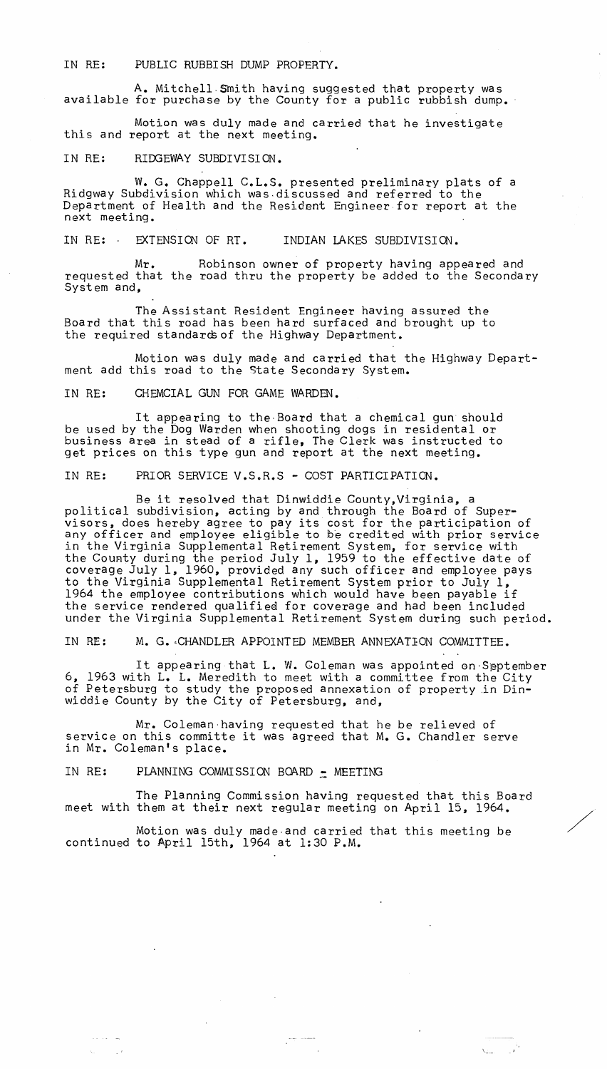IN RE: PUBLIC RUBBISH DUMP PROPERTY.

A. Mitchell Smith having suggested that property was available for purchase by the County for a public rubbish dump.

Motion was duly made and carried that he investigate this and report at the next meeting.

IN RE: RIDGEWAY SUBDIVISION.

W. G. Chappell C.L.S. presented preliminary plats of a Ridgway Subdivision which was discussed and referred to the Department of Health and the Resident Engineer for report at the next meeting.

IN RE: EXTENSION OF RT. INDIAN LAKES SUBDIVISION.

Mr. Robinson owner of property having appeared and requested that the road thru the property be added to the Secondary System and,

The Assistant Resident Engineer having assured the Board that this road has been hard surfaced and brought up to the required standards of the Highway Department.

Motion was duly made and carried that the Highway Department add this road to the State Secondary System.

IN RE: CHEMCIAL GUN FOR GAME WARDEN.

It appearing to the Board that a chemical gun should be used by the Dog Warden when shooting dogs in residental or business area in stead of a rifle, The Clerk was instructed to get prices on this type gun and report at the next meeting.

IN RE: PRIOR SERVICE V.S.R.S - COST PARTICIPATION.

Be it resolved that Dinwiddie County,Virginia, a political subdivision, acting by and through the Board of Supervisors, does hereby agree to pay its cost for the participation of any officer and employee eligible to be credited with prior service in the Virginia Supplemental Retirement System, for service with the County during the period July 1, 1959 to the effective date of coverage July 1, 1960, provided any such officer and employee pays to the Virginia Supplemental Retirement System prior to July 1, 1964 the employee contributions which would have been payable if the service rendered qualified for coverage and had been included under the Virginia Supplemental Retirement System during such period.

IN RE: M. G. CHANDLER APPOINTED MEMBER ANNEXATION COMMITTEE.

It appearing that L. W. Coleman was appointed on September 6, 1963 with L. L. Meredith to meet with a committee from the City of Petersburg to study the proposed annexation of property in Dinwiddie County by the City of Petersburg, and,

Mr. Coleman having requested that he be relieved of service on this committe it was agreed that M. G. Chandler serve in Mr. Coleman's place.

IN RE: PLANNING COMMISSION BOARD - MEETING

The Planning Commission having requested that this Board meet with them at their next regular meeting on April 15, 1964.

Motion was duly made and carried that this meeting be continued to April 15th, 1964 at 1:30 P.M.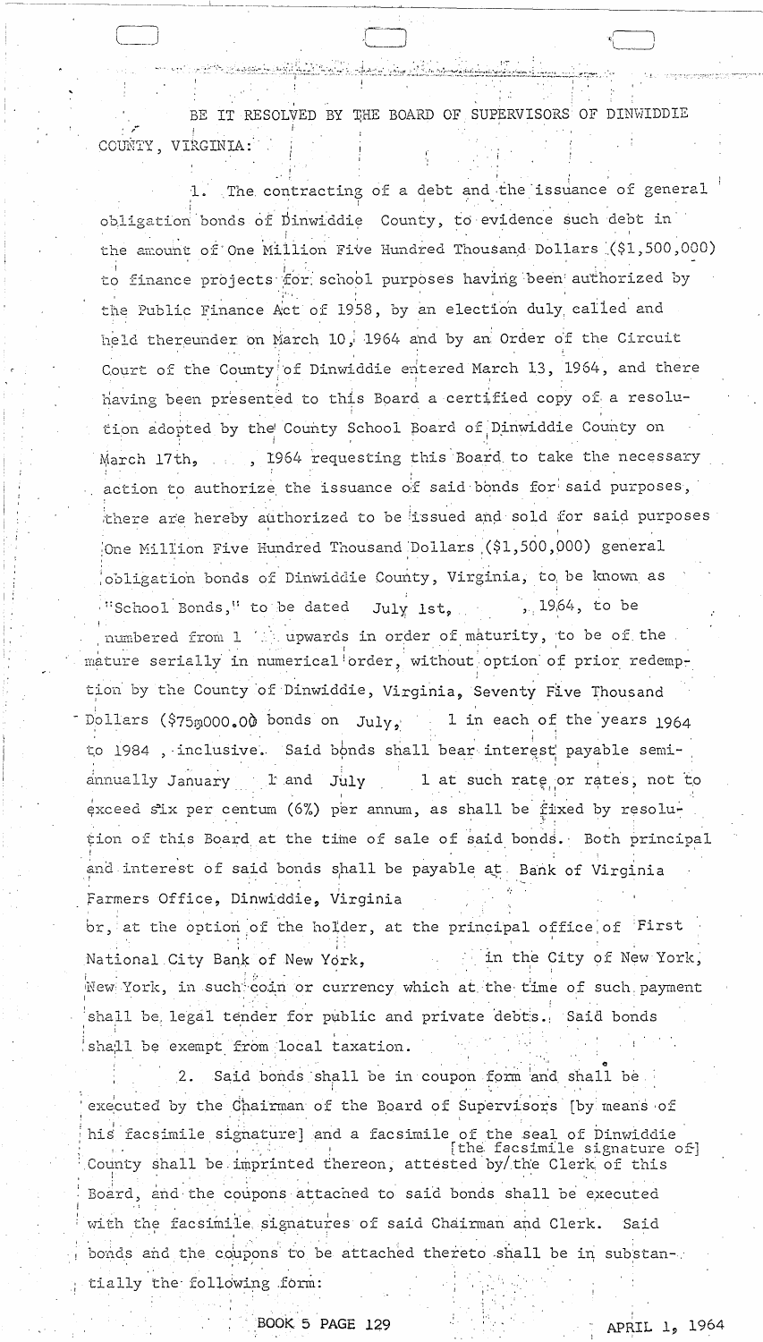BE IT RESOLVED BY THE BOARD OF SUPERVISORS OF DINWIDDIE COUNTY, VIRGINIA:

1. The contracting of a debt and the issuance of general obligation bonds of Dinwiddie County, to evidence such debt in the amount of One Million Five Hundred Thousand Dollars ($1,500,000) to finance projects for school purposes having been authorized by the Public Finance Act of 1958, by an election duly called and held thereunder on March 10, 1964 and by an Order of the Circuit Court of the County of Dinwiddie entered March 13, 1964, and there having been presented to this Board a certified copy of a resolution adopted by the County School Board of Dinwiddie County on March 17th, , 1964 requesting this Board to take the necessary action to authorize the issuance of said bonds for said purposes, there are hereby authorized to be issued and sold for said purposes One Million Five Hundred Thousand Dollars ($1,500,000) general obligation bonds of Dinwiddie County, Virginia, to be known as "School Bonds," to be dated July 1st, , 1964, to be numbered from 1 upwards in order of maturity, to be of the mature serially in numerical order, without option of prior redemption by the County of Dinwiddie, Virginia, Seventy Five Thousand Dollars ($75,000.00 bonds on July, 1 in each of the years 1964 to 1984 , inclusive. Said bonds shall bear interest payable semi-annually January 1 and July 1 at such rate or rates, not to exceed six per centum (6%) per annum, as shall be fixed by resolution of this Board at the time of sale of said bonds. Both principal and interest of said bonds shall be payable at Bank of Virginia Farmers Office, Dinwiddie, Virginia or, at the option of the holder, at the principal office of First National City Bank of New York, in the City of New York, New York, in such coin or currency which at the time of such payment shall be legal tender for public and private debts. Said bonds shall be exempt from local taxation.

2. Said bonds shall be in coupon form and shall be executed by the Chairman of the Board of Supervisors [by means of his facsimile signature] and a facsimile of the seal of Dinwiddie County shall be imprinted thereon, attested by [the facsimile signature of] the Clerk of this Board, and the coupons attached to said bonds shall be executed with the facsimile signatures of said Chairman and Clerk. Said bonds and the coupons to be attached thereto shall be in substantially the following form:

BOOK 5 PAGE 129 APRIL 1, 1964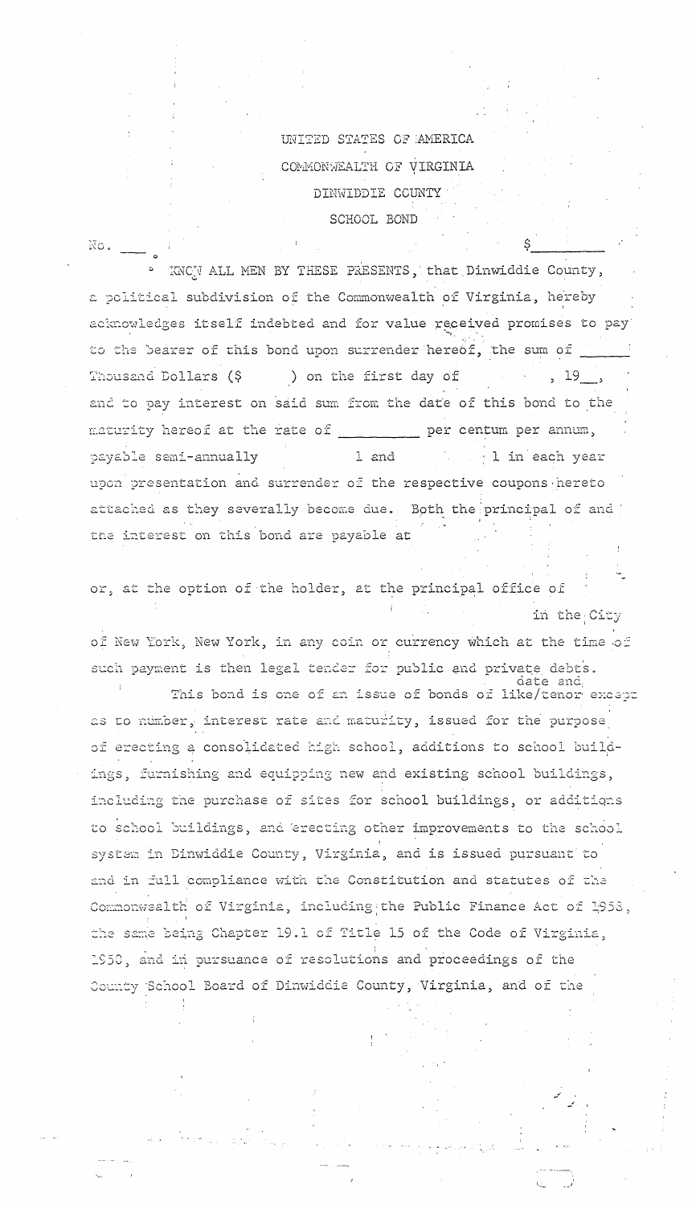UNITED STATES OF AMERICA

COMMONWEALTH OF VIRGINIA

DINWIDDIE COUNTY

SCHOOL BOND

No. ___ $_________

KNOW ALL MEN BY THESE PRESENTS, that Dinwiddie County, a political subdivision of the Commonwealth of Virginia, hereby acknowledges itself indebted and for value received promises to pay to the bearer of this bond upon surrender hereof, the sum of ______ Thousand Dollars ($ ) on the first day of , 19__, and to pay interest on said sum from the date of this bond to the maturity hereof at the rate of _________ per centum per annum, payable semi-annually 1 and 1 in each year upon presentation and surrender of the respective coupons hereto attached as they severally become due. Both the principal of and the interest on this bond are payable at

or, at the option of the holder, at the principal office of in the City of New York, New York, in any coin or currency which at the time of such payment is then legal tender for public and private debts.

This bond is one of an issue of bonds of like date and tenor except as to number, interest rate and maturity, issued for the purpose of erecting a consolidated high school, additions to school buildings, furnishing and equipping new and existing school buildings, including the purchase of sites for school buildings, or additions to school buildings, and erecting other improvements to the school system in Dinwiddie County, Virginia, and is issued pursuant to and in full compliance with the Constitution and statutes of the Commonwealth of Virginia, including the Public Finance Act of 1958, the same being Chapter 19.1 of Title 15 of the Code of Virginia, 1950, and in pursuance of resolutions and proceedings of the County School Board of Dinwiddie County, Virginia, and of the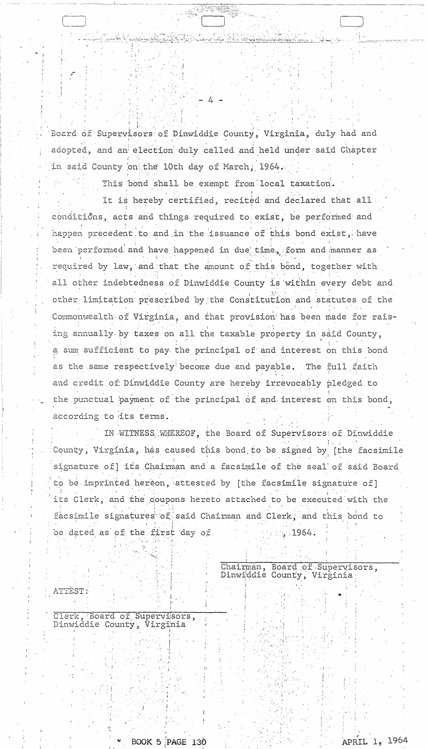Board of Supervisors of Dinwiddie County, Virginia, duly had and adopted, and an election duly called and held under said Chapter in said County on the 10th day of March, 1964.

This bond shall be exempt from local taxation.

It is hereby certified, recited and declared that all conditions, acts and things required to exist, be performed and happen precedent to and in the issuance of this bond exist, have been performed and have happened in due time, form and manner as required by law, and that the amount of this bond, together with all other indebtedness of Dinwiddie County is within every debt and other limitation prescribed by the Constitution and statutes of the Commonwealth of Virginia, and that provision has been made for raising annually by taxes on all the taxable property in said County, a sum sufficient to pay the principal of and interest on this bond as the same respectively become due and payable. The full faith and credit of Dinwiddie County are hereby irrevocably pledged to the punctual payment of the principal of and interest on this bond, according to its terms.

IN WITNESS WHEREOF, the Board of Supervisors of Dinwiddie County, Virginia, has caused this bond to be signed by [the facsimile signature of] its Chairman and a facsimile of the seal of said Board to be imprinted hereon, attested by [the facsimile signature of] its Clerk, and the coupons hereto attached to be executed with the facsimile signatures of said Chairman and Clerk, and this bond to be dated as of the first day of , 1964.

______________________________
Chairman, Board of Supervisors,
Dinwiddie County, Virginia

ATTEST:

______________________________
Clerk, Board of Supervisors,
Dinwiddie County, Virginia

BOOK 5 PAGE 130 APRIL 1, 1964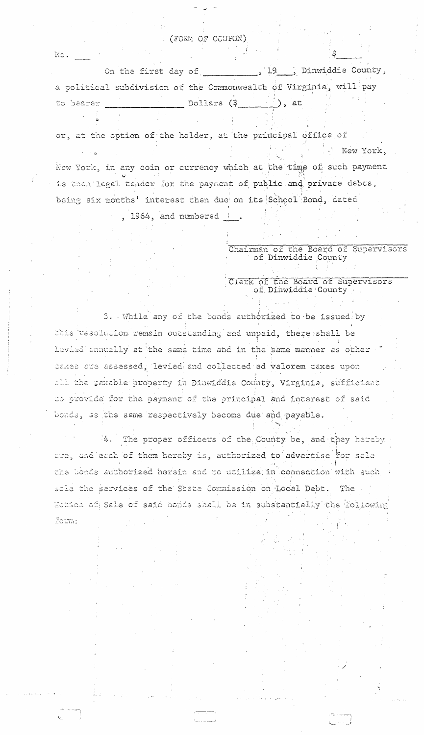(FORM OF COUPON)

No. ___ $_____

On the first day of __________, 19___, Dinwiddie County, a political subdivision of the Commonwealth of Virginia, will pay to bearer ______________ Dollars ($________), at

or, at the option of the holder, at the principal office of New York, New York, in any coin or currency which at the time of such payment is then legal tender for the payment of public and private debts, being six months' interest then due on its School Bond, dated , 1964, and numbered ___.

______________________________
Chairman of the Board of Supervisors of Dinwiddie County

______________________________
Clerk of the Board of Supervisors of Dinwiddie County

3. While any of the bonds authorized to be issued by this resolution remain outstanding and unpaid, there shall be levied annually at the same time and in the same manner as other taxes are assessed, levied and collected ad valorem taxes upon all the taxable property in Dinwiddie County, Virginia, sufficient to provide for the payment of the principal and interest of said bonds, as the same respectively become due and payable.

4. The proper officers of the County be, and they hereby are, and each of them hereby is, authorized to advertise for sale the bonds authorized herein and to utilize in connection with such sale the services of the State Commission on Local Debt. The Notice of Sale of said bonds shall be in substantially the following form: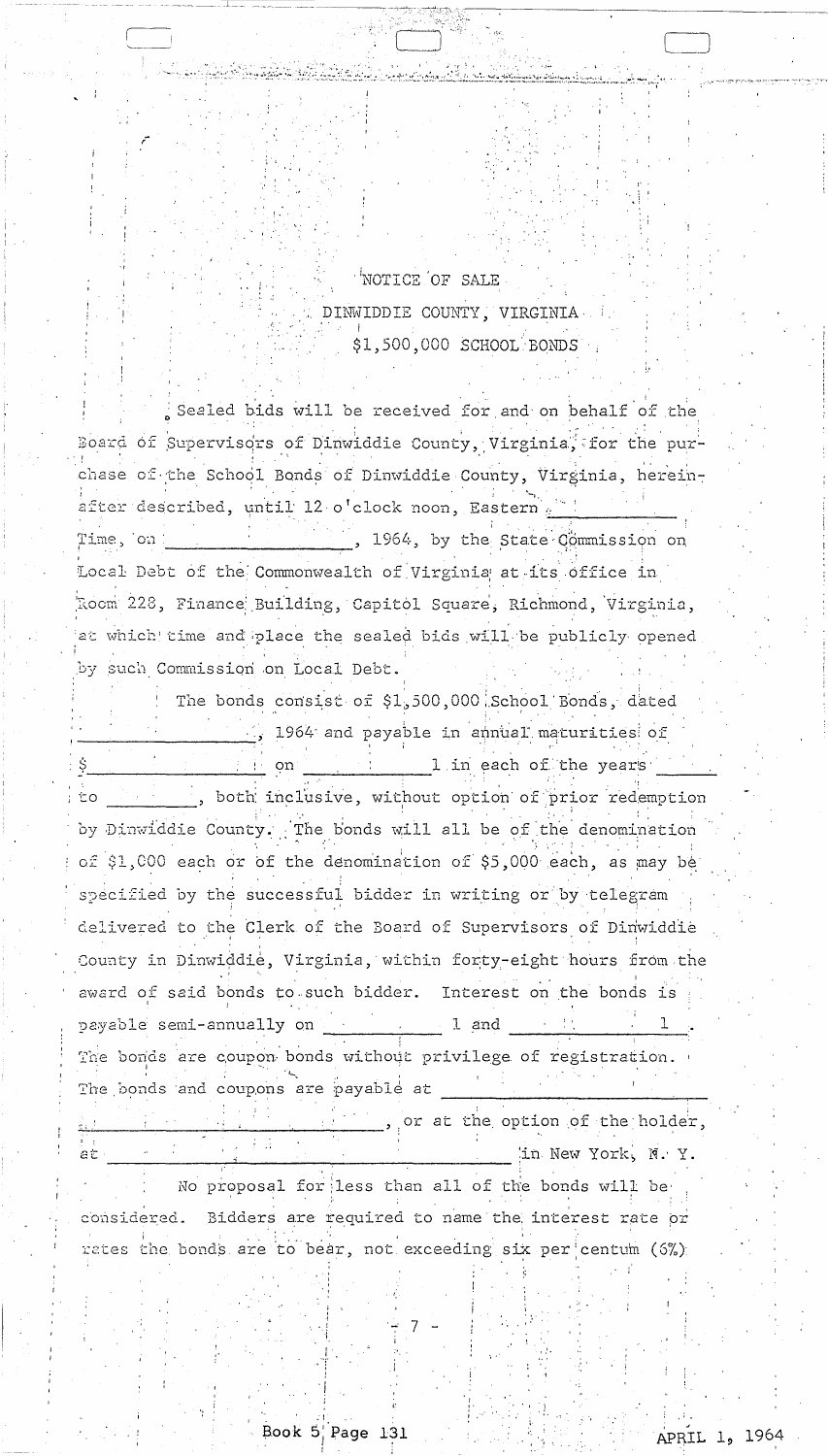NOTICE OF SALE

DINWIDDIE COUNTY, VIRGINIA

$1,500,000 SCHOOL BONDS

Sealed bids will be received for and on behalf of the Board of Supervisors of Dinwiddie County, Virginia, for the purchase of the School Bonds of Dinwiddie County, Virginia, hereinafter described, until 12 o'clock noon, Eastern ____________ Time, on ________________, 1964, by the State Commission on Local Debt of the Commonwealth of Virginia at its office in Room 228, Finance Building, Capitol Square, Richmond, Virginia, at which time and place the sealed bids will be publicly opened by such Commission on Local Debt.

The bonds consist of $1,500,000 School Bonds, dated ________________, 1964 and payable in annual maturities of $________________ on ____________ 1 in each of the years ______ to ________, both inclusive, without option of prior redemption by Dinwiddie County. The bonds will all be of the denomination of $1,000 each or of the denomination of $5,000 each, as may be specified by the successful bidder in writing or by telegram delivered to the Clerk of the Board of Supervisors of Dinwiddie County in Dinwiddie, Virginia, within forty-eight hours from the award of said bonds to such bidder. Interest on the bonds is payable semi-annually on ____________ 1 and ____________ 1. The bonds are coupon bonds without privilege of registration. The bonds and coupons are payable at ________________________________, or at the option of the holder, at ________________________________ in New York, N. Y.

No proposal for less than all of the bonds will be considered. Bidders are required to name the interest rate or rates the bonds are to bear, not exceeding six per centum (6%)

Book 5 Page 131

APRIL 1, 1964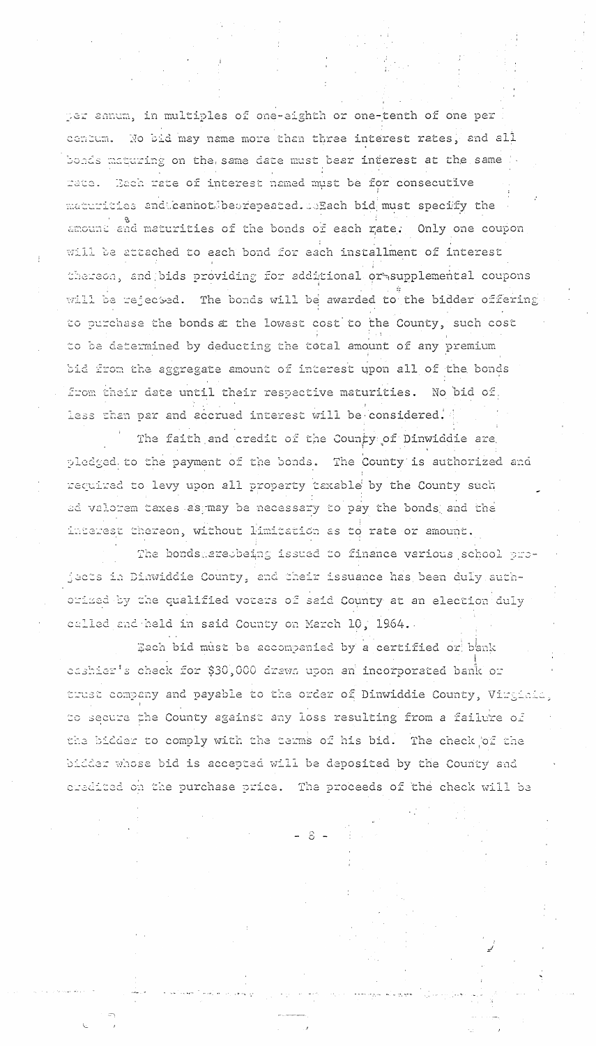per annum, in multiples of one-eighth or one-tenth of one per centum. No bid may name more than three interest rates, and all bonds maturing on the same date must bear interest at the same rate. Each rate of interest named must be for consecutive maturities and cannot be repeated. Each bid must specify the amount and maturities of the bonds of each rate. Only one coupon will be attached to each bond for each installment of interest thereon, and bids providing for additional or supplemental coupons will be rejected. The bonds will be awarded to the bidder offering to purchase the bonds at the lowest cost to the County, such cost to be determined by deducting the total amount of any premium bid from the aggregate amount of interest upon all of the bonds from their date until their respective maturities. No bid of less than par and accrued interest will be considered.

The faith and credit of the County of Dinwiddie are pledged to the payment of the bonds. The County is authorized and required to levy upon all property taxable by the County such ad valorem taxes as may be necessary to pay the bonds and the interest thereon, without limitation as to rate or amount.

The bonds are being issued to finance various school projects in Dinwiddie County, and their issuance has been duly authorized by the qualified voters of said County at an election duly called and held in said County on March 10, 1964.

Each bid must be accompanied by a certified or bank cashier's check for $30,000 drawn upon an incorporated bank or trust company and payable to the order of Dinwiddie County, Virginia, to secure the County against any loss resulting from a failure of the bidder to comply with the terms of his bid. The check of the bidder whose bid is accepted will be deposited by the County and credited on the purchase price. The proceeds of the check will be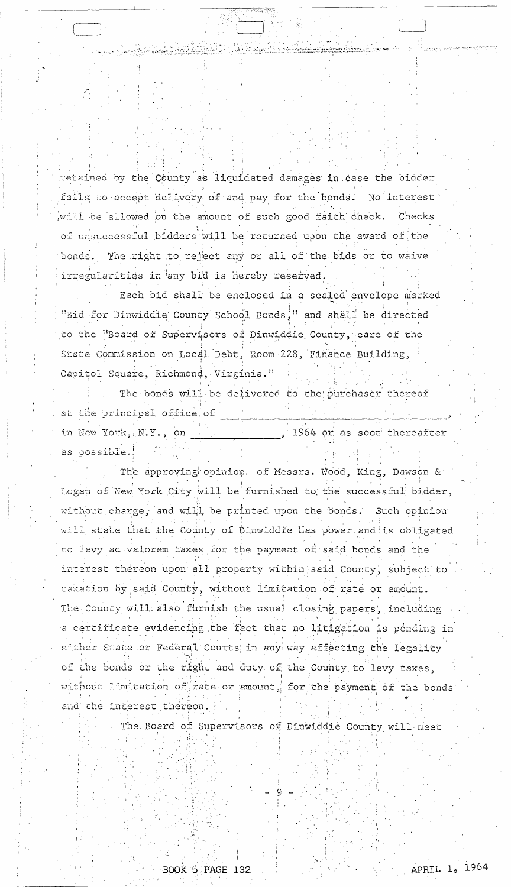retained by the County as liquidated damages in case the bidder fails to accept delivery of and pay for the bonds. No interest will be allowed on the amount of such good faith check. Checks of unsuccessful bidders will be returned upon the award of the bonds. The right to reject any or all of the bids or to waive irregularities in any bid is hereby reserved.

Each bid shall be enclosed in a sealed envelope marked "Bid for Dinwiddie County School Bonds," and shall be directed to the "Board of Supervisors of Dinwiddie County, care of the State Commission on Local Debt, Room 228, Finance Building, Capitol Square, Richmond, Virginia."

The bonds will be delivered to the purchaser thereof at the principal office of ______________________________, in New York, N.Y., on ______________, 1964 or as soon thereafter as possible.

The approving opinion of Messrs. Wood, King, Dawson & Logan of New York City will be furnished to the successful bidder, without charge, and will be printed upon the bonds. Such opinion will state that the County of Dinwiddie has power and is obligated to levy ad valorem taxes for the payment of said bonds and the interest thereon upon all property within said County, subject to taxation by said County, without limitation of rate or amount. The County will also furnish the usual closing papers, including a certificate evidencing the fact that no litigation is pending in either State or Federal Courts in any way affecting the legality of the bonds or the right and duty of the County to levy taxes, without limitation of rate or amount, for the payment of the bonds and the interest thereon.

The Board of Supervisors of Dinwiddie County will meet

BOOK 5 PAGE 132 APRIL 1, 1964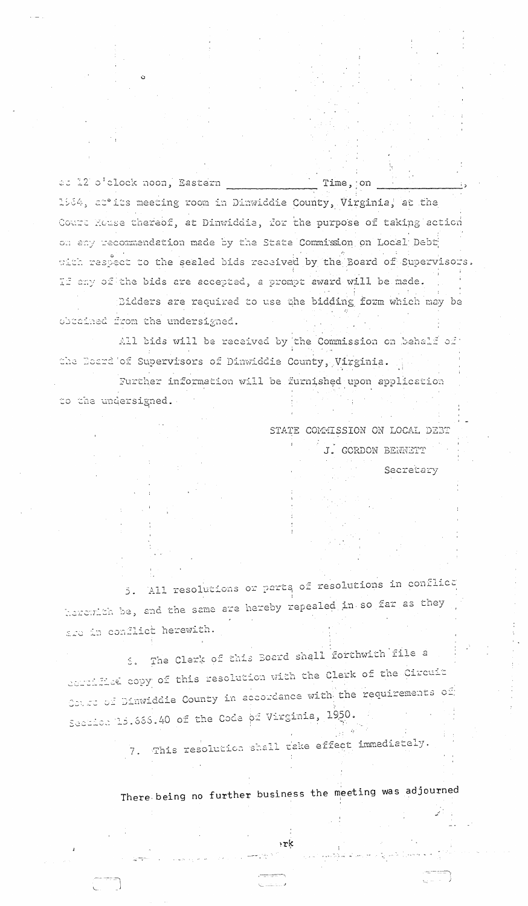at 12 o'clock noon, Eastern _____________ Time, on _____________, 1964, at its meeting room in Dinwiddie County, Virginia, at the Court House thereof, at Dinwiddie, for the purpose of taking action on any recommendation made by the State Commission on Local Debt with respect to the sealed bids received by the Board of Supervisors. If any of the bids are accepted, a prompt award will be made.

Bidders are required to use the bidding form which may be obtained from the undersigned.

All bids will be received by the Commission on behalf of the Board of Supervisors of Dinwiddie County, Virginia.

Further information will be furnished upon application to the undersigned.

STATE COMMISSION ON LOCAL DEBT
J. GORDON BENNETT
Secretary

5. All resolutions or parts of resolutions in conflict herewith be, and the same are hereby repealed in so far as they are in conflict herewith.

6. The Clerk of this Board shall forthwith file a certified copy of this resolution with the Clerk of the Circuit Court of Dinwiddie County in accordance with the requirements of Section 15.666.40 of the Code of Virginia, 1950.

7. This resolution shall take effect immediately.

There being no further business the meeting was adjourned

rk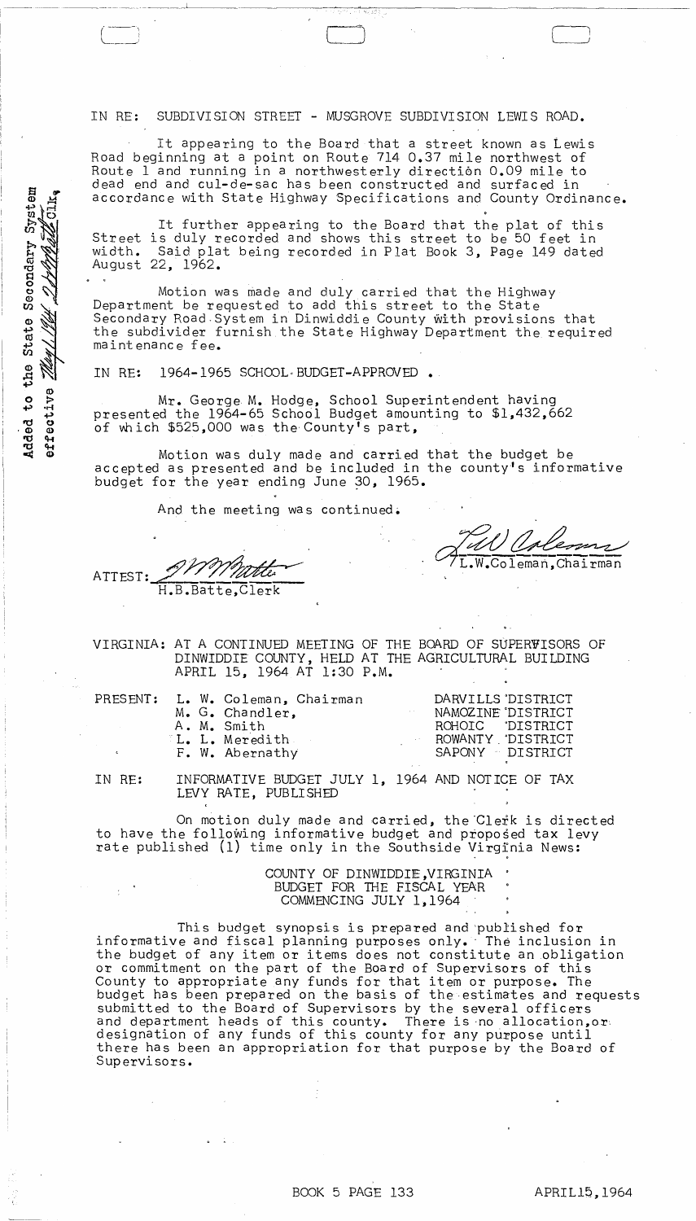IN RE: SUBDIVISION STREET - MUSGROVE SUBDIVISION LEWIS ROAD.

It appearing to the Board that a street known as Lewis Road beginning at a point on Route 714 0.37 mile northwest of Route 1 and running in a northwesterly direction 0.09 mile to dead end and cul-de-sac has been constructed and surfaced in accordance with State Highway Specifications and County Ordinance.

It further appearing to the Board that the plat of this Street is duly recorded and shows this street to be 50 feet in width. Said plat being recorded in Plat Book 3, Page 149 dated August 22, 1962.

Motion was made and duly carried that the Highway Department be requested to add this street to the State Secondary Road System in Dinwiddie County with provisions that the subdivider furnish the State Highway Department the required maintenance fee.

Added to the State Secondary System effective May 1, 1964 H.B. Batte, Clk.

IN RE: 1964-1965 SCHOOL BUDGET-APPROVED.

Mr. George M. Hodge, School Superintendent having presented the 1964-65 School Budget amounting to $1,432,662 of which $525,000 was the County's part,

Motion was duly made and carried that the budget be accepted as presented and be included in the county's informative budget for the year ending June 30, 1965.

And the meeting was continued.

ATTEST: H.B.Batte,Clerk

L.W.Coleman,Chairman

VIRGINIA: AT A CONTINUED MEETING OF THE BOARD OF SUPERVISORS OF DINWIDDIE COUNTY, HELD AT THE AGRICULTURAL BUILDING APRIL 15, 1964 AT 1:30 P.M.

| PRESENT: | | |
|---|---|---|
| | L. W. Coleman, Chairman | DARVILLS DISTRICT |
| | M. G. Chandler, | NAMOZINE DISTRICT |
| | A. M. Smith | ROHOIC DISTRICT |
| | L. L. Meredith | ROWANTY DISTRICT |
| | F. W. Abernathy | SAPONY DISTRICT |

IN RE: INFORMATIVE BUDGET JULY 1, 1964 AND NOTICE OF TAX LEVY RATE, PUBLISHED

On motion duly made and carried, the Clerk is directed to have the following informative budget and proposed tax levy rate published (1) time only in the Southside Virginia News:

COUNTY OF DINWIDDIE,VIRGINIA
BUDGET FOR THE FISCAL YEAR
COMMENCING JULY 1,1964

This budget synopsis is prepared and published for informative and fiscal planning purposes only. The inclusion in the budget of any item or items does not constitute an obligation or commitment on the part of the Board of Supervisors of this County to appropriate any funds for that item or purpose. The budget has been prepared on the basis of the estimates and requests submitted to the Board of Supervisors by the several officers and department heads of this county. There is no allocation, or designation of any funds of this county for any purpose until there has been an appropriation for that purpose by the Board of Supervisors.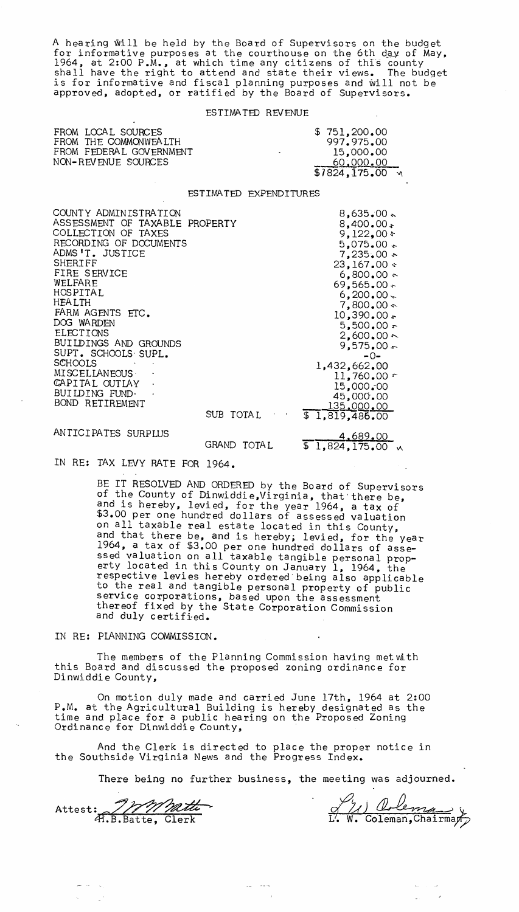A hearing will be held by the Board of Supervisors on the budget for informative purposes at the courthouse on the 6th day of May, 1964, at 2:00 P.M., at which time any citizens of this county shall have the right to attend and state their views. The budget is for informative and fiscal planning purposes and will not be approved, adopted, or ratified by the Board of Supervisors.

ESTIMATED REVENUE

| | |
|---|---|
| FROM LOCAL SOURCES | $ 751,200.00 |
| FROM THE COMMONWEALTH | 997,975.00 |
| FROM FEDERAL GOVERNMENT | 15,000.00 |
| NON-REVENUE SOURCES | 60,000.00 |
| | $7824,175.00 |

ESTIMATED EXPENDITURES

| | | |
|---|---|---|
| COUNTY ADMINISTRATION | | 8,635.00 |
| ASSESSMENT OF TAXABLE PROPERTY | | 8,400.00 |
| COLLECTION OF TAXES | | 9,122.00 |
| RECORDING OF DOCUMENTS | | 5,075.00 |
| ADMS'T. JUSTICE | | 7,235.00 |
| SHERIFF | | 23,167.00 |
| FIRE SERVICE | | 6,800.00 |
| WELFARE | | 69,565.00 |
| HOSPITAL | | 6,200.00 |
| HEALTH | | 7,800.00 |
| FARM AGENTS ETC. | | 10,390.00 |
| DOG WARDEN | | 5,500.00 |
| ELECTIONS | | 2,600.00 |
| BUILDINGS AND GROUNDS | | 9,575.00 |
| SUPT. SCHOOLS SUPL. | | -0- |
| SCHOOLS | | 1,432,662.00 |
| MISCELLANEOUS | | 11,760.00 |
| CAPITAL OUTLAY | | 15,000.00 |
| BUILDING FUND | | 45,000.00 |
| BOND RETIREMENT | | 135,000.00 |
| | SUB TOTAL | $ 1,819,486.00 |
| ANTICIPATES SURPLUS | | 4,689.00 |
| | GRAND TOTAL | $ 1,824,175.00 |

IN RE: TAX LEVY RATE FOR 1964.

BE IT RESOLVED AND ORDERED by the Board of Supervisors of the County of Dinwiddie,Virginia, that there be, and is hereby, levied, for the year 1964, a tax of $3.00 per one hundred dollars of assessed valuation on all taxable real estate located in this County, and that there be, and is hereby; levied, for the year 1964, a tax of $3.00 per one hundred dollars of assessed valuation on all taxable tangible personal property located in this County on January 1, 1964, the respective levies hereby ordered being also applicable to the real and tangible personal property of public service corporations, based upon the assessment thereof fixed by the State Corporation Commission and duly certified.

IN RE: PLANNING COMMISSION.

The members of the Planning Commission having met with this Board and discussed the proposed zoning ordinance for Dinwiddie County,

On motion duly made and carried June 17th, 1964 at 2:00 P.M. at the Agricultural Building is hereby designated as the time and place for a public hearing on the Proposed Zoning Ordinance for Dinwiddie County,

And the Clerk is directed to place the proper notice in the Southside Virginia News and the Progress Index.

There being no further business, the meeting was adjourned.

Attest: H.B.Batte, Clerk

L. W. Coleman, Chairman